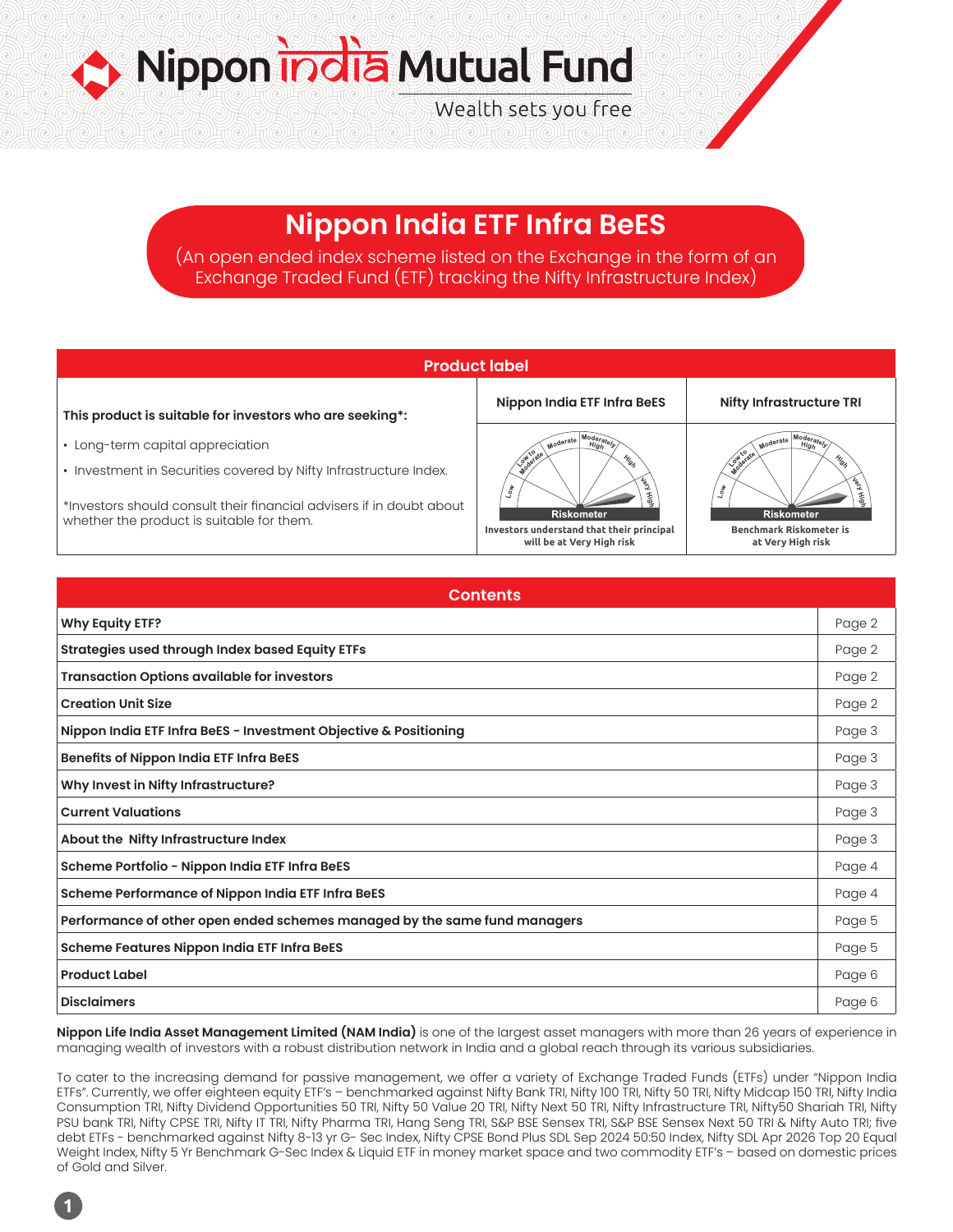Nippon india Mutual Fund

Wealth sets you free

# Nippon India ETF Infra BeES

(An open ended index scheme listed on the Exchange in the form of an Exchange Traded Fund (ETF) tracking the Nifty Infrastructure Index)

## Product label

| This product is suitable for investors who are seeking*: | Nippon India ETF Infra BeES | Nifty Infrastructure TRI |
|---|---|---|
| • Long-term capital appreciation<br>• Investment in Securities covered by Nifty Infrastructure Index.<br><br>*Investors should consult their financial advisers if in doubt about whether the product is suitable for them. | Riskometer<br>Investors understand that their principal will be at Very High risk | Riskometer<br>Benchmark Riskometer is at Very High risk |

## Contents

| | |
|---|---|
| **Why Equity ETF?** | Page 2 |
| **Strategies used through Index based Equity ETFs** | Page 2 |
| **Transaction Options available for investors** | Page 2 |
| **Creation Unit Size** | Page 2 |
| **Nippon India ETF Infra BeES - Investment Objective & Positioning** | Page 3 |
| **Benefits of Nippon India ETF Infra BeES** | Page 3 |
| **Why Invest in Nifty Infrastructure?** | Page 3 |
| **Current Valuations** | Page 3 |
| **About the Nifty Infrastructure Index** | Page 3 |
| **Scheme Portfolio - Nippon India ETF Infra BeES** | Page 4 |
| **Scheme Performance of Nippon India ETF Infra BeES** | Page 4 |
| **Performance of other open ended schemes managed by the same fund managers** | Page 5 |
| **Scheme Features Nippon India ETF Infra BeES** | Page 5 |
| **Product Label** | Page 6 |
| **Disclaimers** | Page 6 |

**Nippon Life India Asset Management Limited (NAM India)** is one of the largest asset managers with more than 26 years of experience in managing wealth of investors with a robust distribution network in India and a global reach through its various subsidiaries.

To cater to the increasing demand for passive management, we offer a variety of Exchange Traded Funds (ETFs) under "Nippon India ETFs". Currently, we offer eighteen equity ETF's – benchmarked against Nifty Bank TRI, Nifty 100 TRI, Nifty 50 TRI, Nifty Midcap 150 TRI, Nifty India Consumption TRI, Nifty Dividend Opportunities 50 TRI, Nifty 50 Value 20 TRI, Nifty Next 50 TRI, Nifty Infrastructure TRI, Nifty50 Shariah TRI, Nifty PSU bank TRI, Nifty CPSE TRI, Nifty IT TRI, Nifty Pharma TRI, Hang Seng TRI, S&P BSE Sensex TRI, S&P BSE Sensex Next 50 TRI & Nifty Auto TRI; five debt ETFs - benchmarked against Nifty 8-13 yr G- Sec Index, Nifty CPSE Bond Plus SDL Sep 2024 50:50 Index, Nifty SDL Apr 2026 Top 20 Equal Weight Index, Nifty 5 Yr Benchmark G-Sec Index & Liquid ETF in money market space and two commodity ETF's – based on domestic prices of Gold and Silver.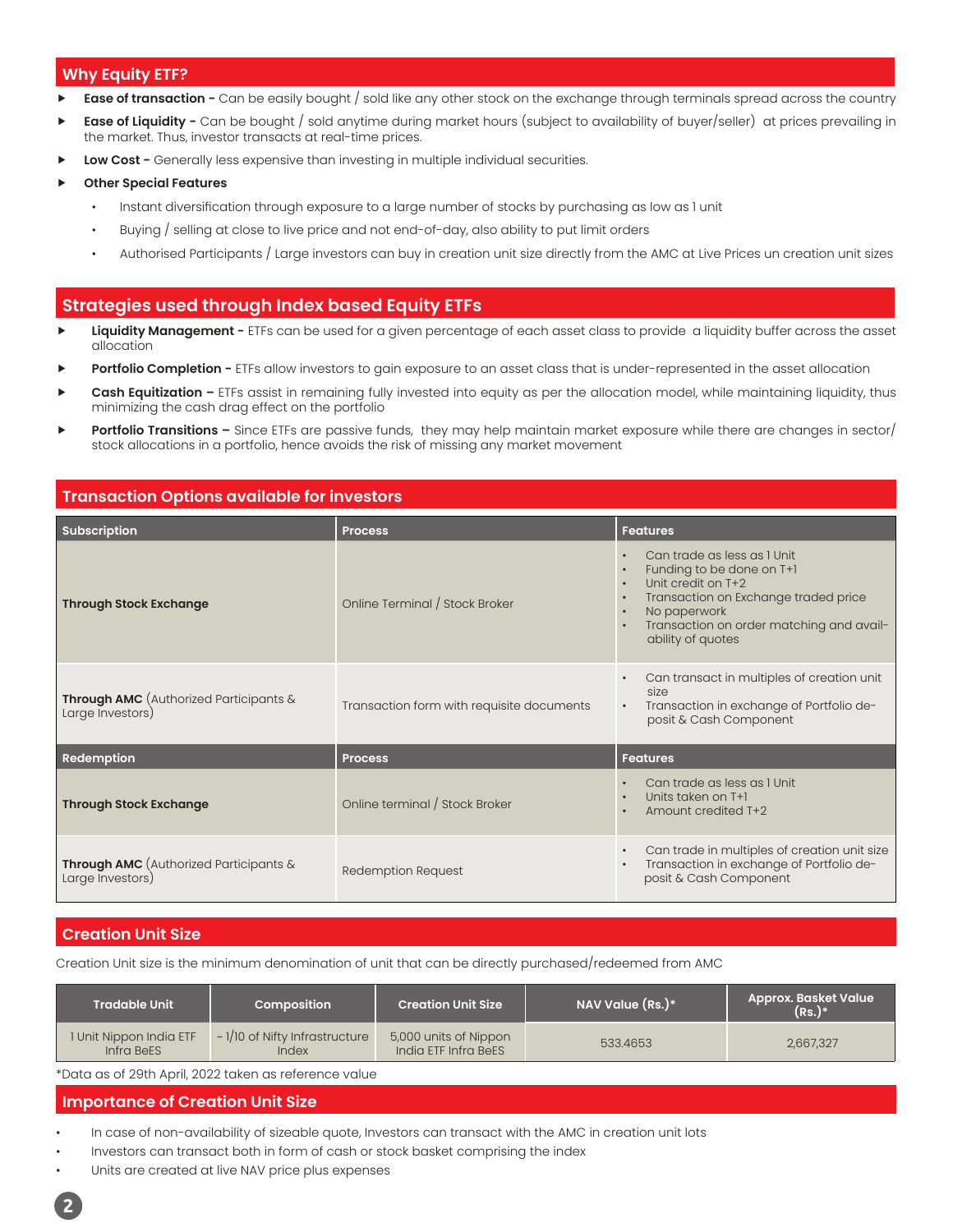## Why Equity ETF?

- **Ease of transaction -** Can be easily bought / sold like any other stock on the exchange through terminals spread across the country
- **Ease of Liquidity -** Can be bought / sold anytime during market hours (subject to availability of buyer/seller) at prices prevailing in the market. Thus, investor transacts at real-time prices.
- **Low Cost -** Generally less expensive than investing in multiple individual securities.
- **Other Special Features**
  - Instant diversification through exposure to a large number of stocks by purchasing as low as 1 unit
  - Buying / selling at close to live price and not end-of-day, also ability to put limit orders
  - Authorised Participants / Large investors can buy in creation unit size directly from the AMC at Live Prices un creation unit sizes

## Strategies used through Index based Equity ETFs

- **Liquidity Management -** ETFs can be used for a given percentage of each asset class to provide a liquidity buffer across the asset allocation
- **Portfolio Completion -** ETFs allow investors to gain exposure to an asset class that is under-represented in the asset allocation
- **Cash Equitization –** ETFs assist in remaining fully invested into equity as per the allocation model, while maintaining liquidity, thus minimizing the cash drag effect on the portfolio
- **Portfolio Transitions –** Since ETFs are passive funds, they may help maintain market exposure while there are changes in sector/ stock allocations in a portfolio, hence avoids the risk of missing any market movement

## Transaction Options available for investors

| Subscription | Process | Features |
|---|---|---|
| **Through Stock Exchange** | Online Terminal / Stock Broker | • Can trade as less as 1 Unit<br>• Funding to be done on T+1<br>• Unit credit on T+2<br>• Transaction on Exchange traded price<br>• No paperwork<br>• Transaction on order matching and availability of quotes |
| **Through AMC** (Authorized Participants & Large Investors) | Transaction form with requisite documents | • Can transact in multiples of creation unit size<br>• Transaction in exchange of Portfolio deposit & Cash Component |
| **Redemption** | **Process** | **Features** |
| **Through Stock Exchange** | Online terminal / Stock Broker | • Can trade as less as 1 Unit<br>• Units taken on T+1<br>• Amount credited T+2 |
| **Through AMC** (Authorized Participants & Large Investors) | Redemption Request | • Can trade in multiples of creation unit size<br>• Transaction in exchange of Portfolio deposit & Cash Component |

## Creation Unit Size

Creation Unit size is the minimum denomination of unit that can be directly purchased/redeemed from AMC

| Tradable Unit | Composition | Creation Unit Size | NAV Value (Rs.)* | Approx. Basket Value (Rs.)* |
|---|---|---|---|---|
| 1 Unit Nippon India ETF Infra BeES | ~ 1/10 of Nifty Infrastructure Index | 5,000 units of Nippon India ETF Infra BeES | 533.4653 | 2,667,327 |

*Data as of 29th April, 2022 taken as reference value

## Importance of Creation Unit Size

- In case of non-availability of sizeable quote, Investors can transact with the AMC in creation unit lots
- Investors can transact both in form of cash or stock basket comprising the index
- Units are created at live NAV price plus expenses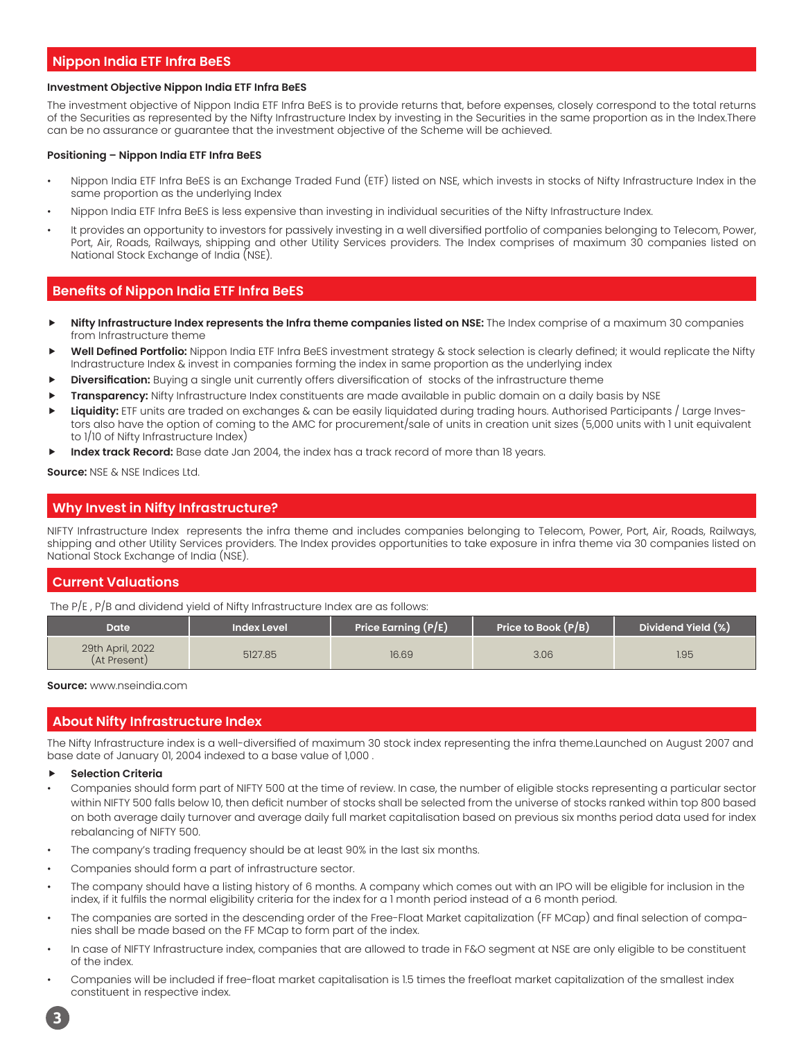## Nippon India ETF Infra BeES

**Investment Objective Nippon India ETF Infra BeES**

The investment objective of Nippon India ETF Infra BeES is to provide returns that, before expenses, closely correspond to the total returns of the Securities as represented by the Nifty Infrastructure Index by investing in the Securities in the same proportion as in the Index.There can be no assurance or guarantee that the investment objective of the Scheme will be achieved.

**Positioning – Nippon India ETF Infra BeES**

- Nippon India ETF Infra BeES is an Exchange Traded Fund (ETF) listed on NSE, which invests in stocks of Nifty Infrastructure Index in the same proportion as the underlying Index
- Nippon India ETF Infra BeES is less expensive than investing in individual securities of the Nifty Infrastructure Index.
- It provides an opportunity to investors for passively investing in a well diversified portfolio of companies belonging to Telecom, Power, Port, Air, Roads, Railways, shipping and other Utility Services providers. The Index comprises of maximum 30 companies listed on National Stock Exchange of India (NSE).

## Benefits of Nippon India ETF Infra BeES

- **Nifty Infrastructure Index represents the Infra theme companies listed on NSE:** The Index comprise of a maximum 30 companies from Infrastructure theme
- **Well Defined Portfolio:** Nippon India ETF Infra BeES investment strategy & stock selection is clearly defined; it would replicate the Nifty Indrastructure Index & invest in companies forming the index in same proportion as the underlying index
- **Diversification:** Buying a single unit currently offers diversification of stocks of the infrastructure theme
- **Transparency:** Nifty Infrastructure Index constituents are made available in public domain on a daily basis by NSE
- **Liquidity:** ETF units are traded on exchanges & can be easily liquidated during trading hours. Authorised Participants / Large Investors also have the option of coming to the AMC for procurement/sale of units in creation unit sizes (5,000 units with 1 unit equivalent to 1/10 of Nifty Infrastructure Index)
- **Index track Record:** Base date Jan 2004, the index has a track record of more than 18 years.

**Source:** NSE & NSE Indices Ltd.

## Why Invest in Nifty Infrastructure?

NIFTY Infrastructure Index represents the infra theme and includes companies belonging to Telecom, Power, Port, Air, Roads, Railways, shipping and other Utility Services providers. The Index provides opportunities to take exposure in infra theme via 30 companies listed on National Stock Exchange of India (NSE).

## Current Valuations

The P/E , P/B and dividend yield of Nifty Infrastructure Index are as follows:

| Date | Index Level | Price Earning (P/E) | Price to Book (P/B) | Dividend Yield (%) |
|---|---|---|---|---|
| 29th April, 2022 (At Present) | 5127.85 | 16.69 | 3.06 | 1.95 |

**Source:** www.nseindia.com

## About Nifty Infrastructure Index

The Nifty Infrastructure index is a well-diversified of maximum 30 stock index representing the infra theme.Launched on August 2007 and base date of January 01, 2004 indexed to a base value of 1,000 .

- **Selection Criteria**

- Companies should form part of NIFTY 500 at the time of review. In case, the number of eligible stocks representing a particular sector within NIFTY 500 falls below 10, then deficit number of stocks shall be selected from the universe of stocks ranked within top 800 based on both average daily turnover and average daily full market capitalisation based on previous six months period data used for index rebalancing of NIFTY 500.
- The company's trading frequency should be at least 90% in the last six months.
- Companies should form a part of infrastructure sector.
- The company should have a listing history of 6 months. A company which comes out with an IPO will be eligible for inclusion in the index, if it fulfils the normal eligibility criteria for the index for a 1 month period instead of a 6 month period.
- The companies are sorted in the descending order of the Free-Float Market capitalization (FF MCap) and final selection of companies shall be made based on the FF MCap to form part of the index.
- In case of NIFTY Infrastructure index, companies that are allowed to trade in F&O segment at NSE are only eligible to be constituent of the index.
- Companies will be included if free-float market capitalisation is 1.5 times the freefloat market capitalization of the smallest index constituent in respective index.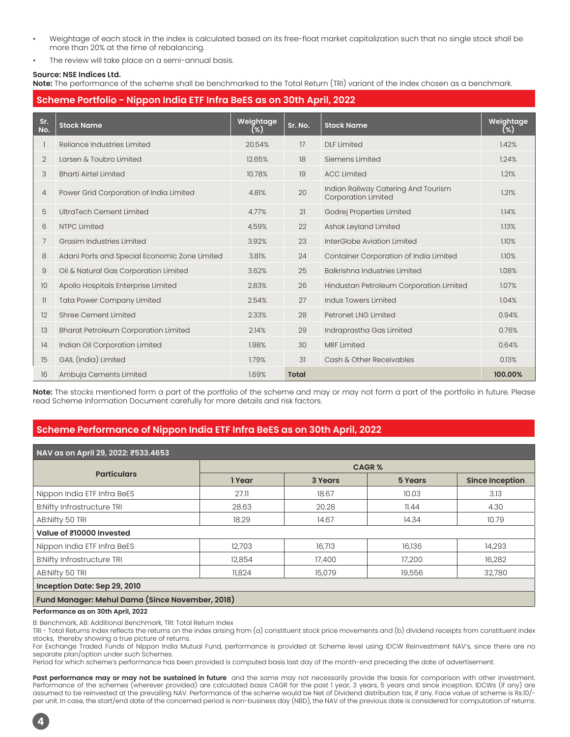- Weightage of each stock in the index is calculated based on its free-float market capitalization such that no single stock shall be more than 20% at the time of rebalancing.
- The review will take place on a semi-annual basis.

**Source: NSE Indices Ltd.**
**Note:** The performance of the scheme shall be benchmarked to the Total Return (TRI) variant of the Index chosen as a benchmark.

## Scheme Portfolio - Nippon India ETF Infra BeES as on 30th April, 2022

| Sr. No. | Stock Name | Weightage (%) | Sr. No. | Stock Name | Weightage (%) |
|---|---|---|---|---|---|
| 1 | Reliance Industries Limited | 20.54% | 17 | DLF Limited | 1.42% |
| 2 | Larsen & Toubro Limited | 12.65% | 18 | Siemens Limited | 1.24% |
| 3 | Bharti Airtel Limited | 10.78% | 19 | ACC Limited | 1.21% |
| 4 | Power Grid Corporation of India Limited | 4.81% | 20 | Indian Railway Catering And Tourism Corporation Limited | 1.21% |
| 5 | UltraTech Cement Limited | 4.77% | 21 | Godrej Properties Limited | 1.14% |
| 6 | NTPC Limited | 4.59% | 22 | Ashok Leyland Limited | 1.13% |
| 7 | Grasim Industries Limited | 3.92% | 23 | InterGlobe Aviation Limited | 1.10% |
| 8 | Adani Ports and Special Economic Zone Limited | 3.81% | 24 | Container Corporation of India Limited | 1.10% |
| 9 | Oil & Natural Gas Corporation Limited | 3.62% | 25 | Balkrishna Industries Limited | 1.08% |
| 10 | Apollo Hospitals Enterprise Limited | 2.83% | 26 | Hindustan Petroleum Corporation Limited | 1.07% |
| 11 | Tata Power Company Limited | 2.54% | 27 | Indus Towers Limited | 1.04% |
| 12 | Shree Cement Limited | 2.33% | 28 | Petronet LNG Limited | 0.94% |
| 13 | Bharat Petroleum Corporation Limited | 2.14% | 29 | Indraprastha Gas Limited | 0.76% |
| 14 | Indian Oil Corporation Limited | 1.98% | 30 | MRF Limited | 0.64% |
| 15 | GAIL (India) Limited | 1.79% | 31 | Cash & Other Receivables | 0.13% |
| 16 | Ambuja Cements Limited | 1.69% | **Total** | | **100.00%** |

**Note:** The stocks mentioned form a part of the portfolio of the scheme and may or may not form a part of the portfolio in future. Please read Scheme Information Document carefully for more details and risk factors.

## Scheme Performance of Nippon India ETF Infra BeES as on 30th April, 2022

| NAV as on April 29, 2022: ₹533.4653 | | | | |
|---|---|---|---|---|
| **Particulars** | **CAGR %** | | | |
| | **1 Year** | **3 Years** | **5 Years** | **Since Inception** |
| Nippon India ETF Infra BeES | 27.11 | 18.67 | 10.03 | 3.13 |
| B:Nifty Infrastructure TRI | 28.63 | 20.28 | 11.44 | 4.30 |
| AB:Nifty 50 TRI | 18.29 | 14.67 | 14.34 | 10.79 |
| **Value of ₹10000 Invested** | | | | |
| Nippon India ETF Infra BeES | 12,703 | 16,713 | 16,136 | 14,293 |
| B:Nifty Infrastructure TRI | 12,854 | 17,400 | 17,200 | 16,282 |
| AB:Nifty 50 TRI | 11,824 | 15,079 | 19,556 | 32,780 |
| **Inception Date: Sep 29, 2010** | | | | |
| **Fund Manager: Mehul Dama (Since November, 2018)** | | | | |

**Performance as on 30th April, 2022**

B: Benchmark, AB: Additional Benchmark, TRI: Total Return Index
TRI - Total Returns Index reflects the returns on the index arising from (a) constituent stock price movements and (b) dividend receipts from constituent index stocks, thereby showing a true picture of returns.
For Exchange Traded Funds of Nippon India Mutual Fund, performance is provided at Scheme level using IDCW Reinvestment NAV's, since there are no separate plan/option under such Schemes.
Period for which scheme's performance has been provided is computed basis last day of the month-end preceding the date of advertisement.

**Past performance may or may not be sustained in future** and the same may not necessarily provide the basis for comparison with other investment. Performance of the schemes (wherever provided) are calculated basis CAGR for the past 1 year, 3 years, 5 years and since inception. IDCWs (if any) are assumed to be reinvested at the prevailing NAV. Performance of the scheme would be Net of Dividend distribution tax, if any. Face value of scheme is Rs.10/- per unit. In case, the start/end date of the concerned period is non-business day (NBD), the NAV of the previous date is considered for computation of returns.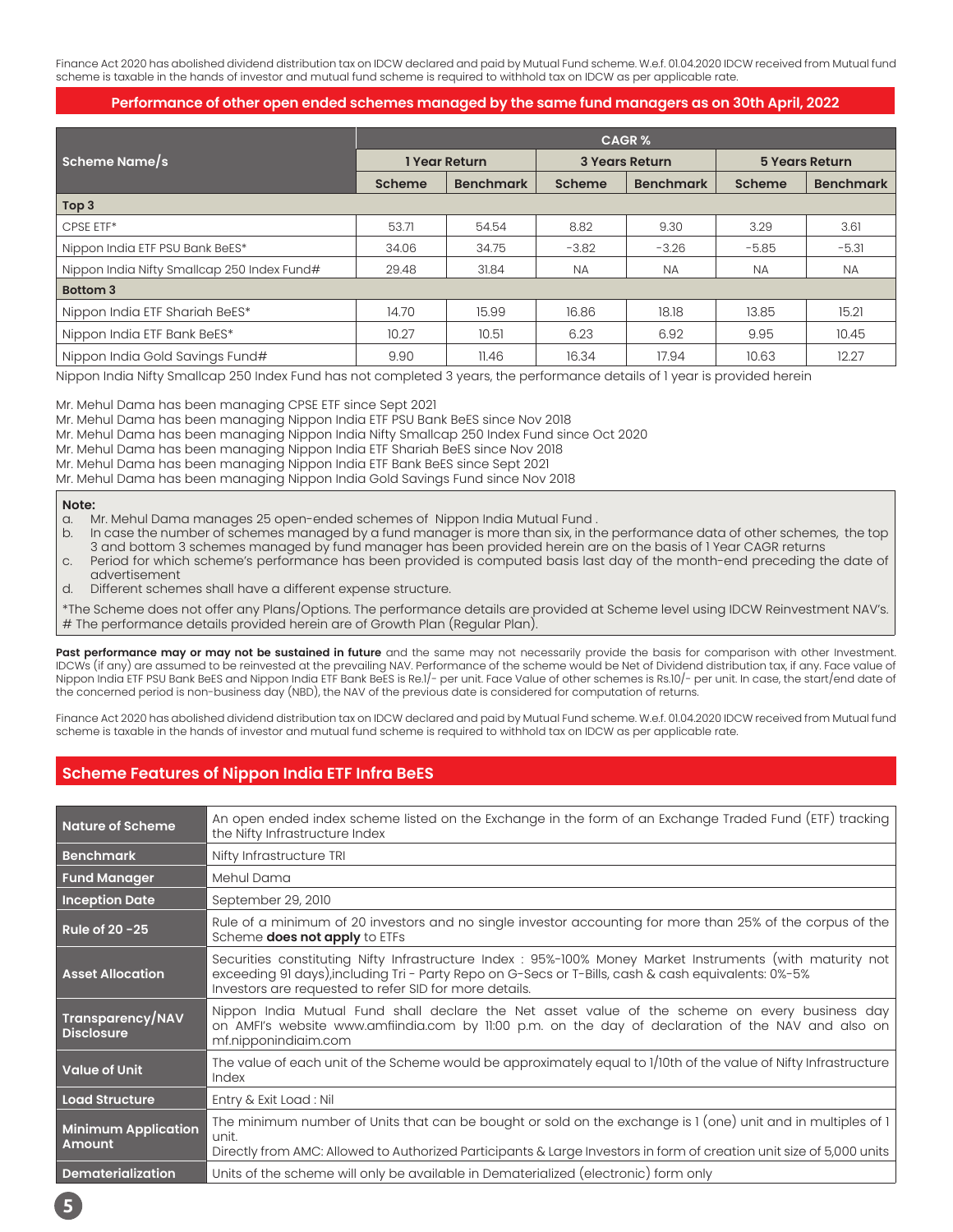Finance Act 2020 has abolished dividend distribution tax on IDCW declared and paid by Mutual Fund scheme. W.e.f. 01.04.2020 IDCW received from Mutual fund scheme is taxable in the hands of investor and mutual fund scheme is required to withhold tax on IDCW as per applicable rate.

## Performance of other open ended schemes managed by the same fund managers as on 30th April, 2022

| Scheme Name/s | CAGR % | | | | | |
|---|---|---|---|---|---|---|
| | 1 Year Return | | 3 Years Return | | 5 Years Return | |
| | Scheme | Benchmark | Scheme | Benchmark | Scheme | Benchmark |
| **Top 3** | | | | | | |
| CPSE ETF* | 53.71 | 54.54 | 8.82 | 9.30 | 3.29 | 3.61 |
| Nippon India ETF PSU Bank BeES* | 34.06 | 34.75 | -3.82 | -3.26 | -5.85 | -5.31 |
| Nippon India Nifty Smallcap 250 Index Fund# | 29.48 | 31.84 | NA | NA | NA | NA |
| **Bottom 3** | | | | | | |
| Nippon India ETF Shariah BeES* | 14.70 | 15.99 | 16.86 | 18.18 | 13.85 | 15.21 |
| Nippon India ETF Bank BeES* | 10.27 | 10.51 | 6.23 | 6.92 | 9.95 | 10.45 |
| Nippon India Gold Savings Fund# | 9.90 | 11.46 | 16.34 | 17.94 | 10.63 | 12.27 |

Nippon India Nifty Smallcap 250 Index Fund has not completed 3 years, the performance details of 1 year is provided herein

Mr. Mehul Dama has been managing CPSE ETF since Sept 2021
Mr. Mehul Dama has been managing Nippon India ETF PSU Bank BeES since Nov 2018
Mr. Mehul Dama has been managing Nippon India Nifty Smallcap 250 Index Fund since Oct 2020
Mr. Mehul Dama has been managing Nippon India ETF Shariah BeES since Nov 2018
Mr. Mehul Dama has been managing Nippon India ETF Bank BeES since Sept 2021
Mr. Mehul Dama has been managing Nippon India Gold Savings Fund since Nov 2018

**Note:**

a. Mr. Mehul Dama manages 25 open-ended schemes of Nippon India Mutual Fund .
b. In case the number of schemes managed by a fund manager is more than six, in the performance data of other schemes, the top 3 and bottom 3 schemes managed by fund manager has been provided herein are on the basis of 1 Year CAGR returns
c. Period for which scheme's performance has been provided is computed basis last day of the month-end preceding the date of advertisement
d. Different schemes shall have a different expense structure.

*The Scheme does not offer any Plans/Options. The performance details are provided at Scheme level using IDCW Reinvestment NAV's.
# The performance details provided herein are of Growth Plan (Regular Plan).

**Past performance may or may not be sustained in future** and the same may not necessarily provide the basis for comparison with other Investment. IDCWs (if any) are assumed to be reinvested at the prevailing NAV. Performance of the scheme would be Net of Dividend distribution tax, if any. Face value of Nippon India ETF PSU Bank BeES and Nippon India ETF Bank BeES is Re.1/- per unit. Face Value of other schemes is Rs.10/- per unit. In case, the start/end date of the concerned period is non-business day (NBD), the NAV of the previous date is considered for computation of returns.

Finance Act 2020 has abolished dividend distribution tax on IDCW declared and paid by Mutual Fund scheme. W.e.f. 01.04.2020 IDCW received from Mutual fund scheme is taxable in the hands of investor and mutual fund scheme is required to withhold tax on IDCW as per applicable rate.

## Scheme Features of Nippon India ETF Infra BeES

| | |
|---|---|
| **Nature of Scheme** | An open ended index scheme listed on the Exchange in the form of an Exchange Traded Fund (ETF) tracking the Nifty Infrastructure Index |
| **Benchmark** | Nifty Infrastructure TRI |
| **Fund Manager** | Mehul Dama |
| **Inception Date** | September 29, 2010 |
| **Rule of 20 -25** | Rule of a minimum of 20 investors and no single investor accounting for more than 25% of the corpus of the Scheme **does not apply** to ETFs |
| **Asset Allocation** | Securities constituting Nifty Infrastructure Index : 95%-100% Money Market Instruments (with maturity not exceeding 91 days),including Tri - Party Repo on G-Secs or T-Bills, cash & cash equivalents: 0%-5% Investors are requested to refer SID for more details. |
| **Transparency/NAV Disclosure** | Nippon India Mutual Fund shall declare the Net asset value of the scheme on every business day on AMFI's website www.amfiindia.com by 11:00 p.m. on the day of declaration of the NAV and also on mf.nipponindiaim.com |
| **Value of Unit** | The value of each unit of the Scheme would be approximately equal to 1/10th of the value of Nifty Infrastructure Index |
| **Load Structure** | Entry & Exit Load : Nil |
| **Minimum Application Amount** | The minimum number of Units that can be bought or sold on the exchange is 1 (one) unit and in multiples of 1 unit. Directly from AMC: Allowed to Authorized Participants & Large Investors in form of creation unit size of 5,000 units |
| **Dematerialization** | Units of the scheme will only be available in Dematerialized (electronic) form only |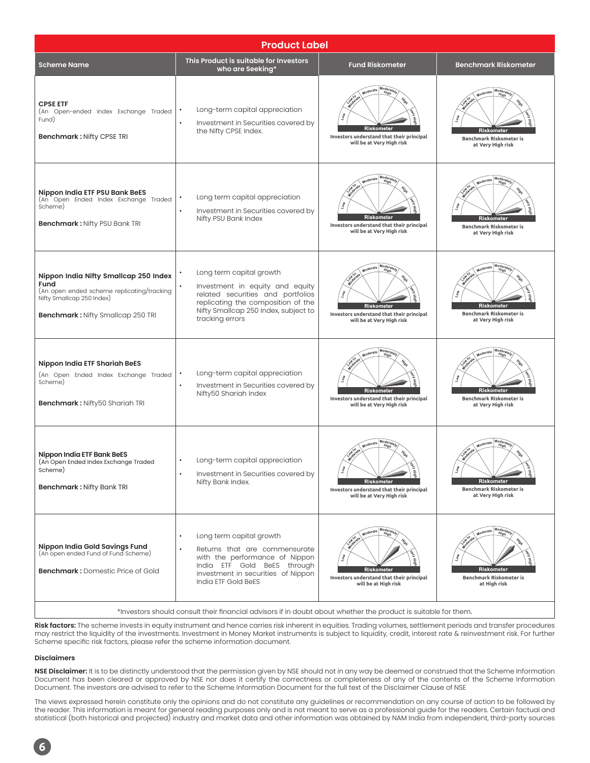## Product Label

| Scheme Name | This Product is suitable for Investors who are Seeking* | Fund Riskometer | Benchmark Riskometer |
|---|---|---|---|
| **CPSE ETF** (An Open-ended Index Exchange Traded Fund) **Benchmark :** Nifty CPSE TRI | • Long-term capital appreciation • Investment in Securities covered by the Nifty CPSE Index. | Investors understand that their principal will be at Very High risk | Benchmark Riskometer is at Very High risk |
| **Nippon India ETF PSU Bank BeES** (An Open Ended Index Exchange Traded Scheme) **Benchmark :** Nifty PSU Bank TRI | • Long term capital appreciation • Investment in Securities covered by Nifty PSU Bank Index | Investors understand that their principal will be at Very High risk | Benchmark Riskometer is at Very High risk |
| **Nippon India Nifty Smallcap 250 Index Fund** (An open ended scheme replicating/tracking Nifty Smallcap 250 Index) **Benchmark :** Nifty Smallcap 250 TRI | • Long term capital growth • Investment in equity and equity related securities and portfolios replicating the composition of the Nifty Smallcap 250 Index, subject to tracking errors | Investors understand that their principal will be at Very High risk | Benchmark Riskometer is at Very High risk |
| **Nippon India ETF Shariah BeES** (An Open Ended Index Exchange Traded Scheme) **Benchmark :** Nifty50 Shariah TRI | • Long-term capital appreciation • Investment in Securities covered by Nifty50 Shariah Index | Investors understand that their principal will be at Very High risk | Benchmark Riskometer is at Very High risk |
| **Nippon India ETF Bank BeES** (An Open Ended Index Exchange Traded Scheme) **Benchmark :** Nifty Bank TRI | • Long-term capital appreciation • Investment in Securities covered by Nifty Bank Index. | Investors understand that their principal will be at Very High risk | Benchmark Riskometer is at Very High risk |
| **Nippon India Gold Savings Fund** (An open ended Fund of Fund Scheme) **Benchmark :** Domestic Price of Gold | • Long term capital growth • Returns that are commensurate with the performance of Nippon India ETF Gold BeES through investment in securities of Nippon India ETF Gold BeES | Investors understand that their principal will be at High risk | Benchmark Riskometer is at High risk |

*Investors should consult their financial advisors if in doubt about whether the product is suitable for them.

**Risk factors:** The scheme invests in equity instrument and hence carries risk inherent in equities. Trading volumes, settlement periods and transfer procedures may restrict the liquidity of the investments. Investment in Money Market instruments is subject to liquidity, credit, interest rate & reinvestment risk. For further Scheme specific risk factors, please refer the scheme information document.

### Disclaimers

**NSE Disclaimer:** It is to be distinctly understood that the permission given by NSE should not in any way be deemed or construed that the Scheme Information Document has been cleared or approved by NSE nor does it certify the correctness or completeness of any of the contents of the Scheme Information Document. The investors are advised to refer to the Scheme Information Document for the full text of the Disclaimer Clause of NSE

The views expressed herein constitute only the opinions and do not constitute any guidelines or recommendation on any course of action to be followed by the reader. This information is meant for general reading purposes only and is not meant to serve as a professional guide for the readers. Certain factual and statistical (both historical and projected) industry and market data and other information was obtained by NAM India from independent, third-party sources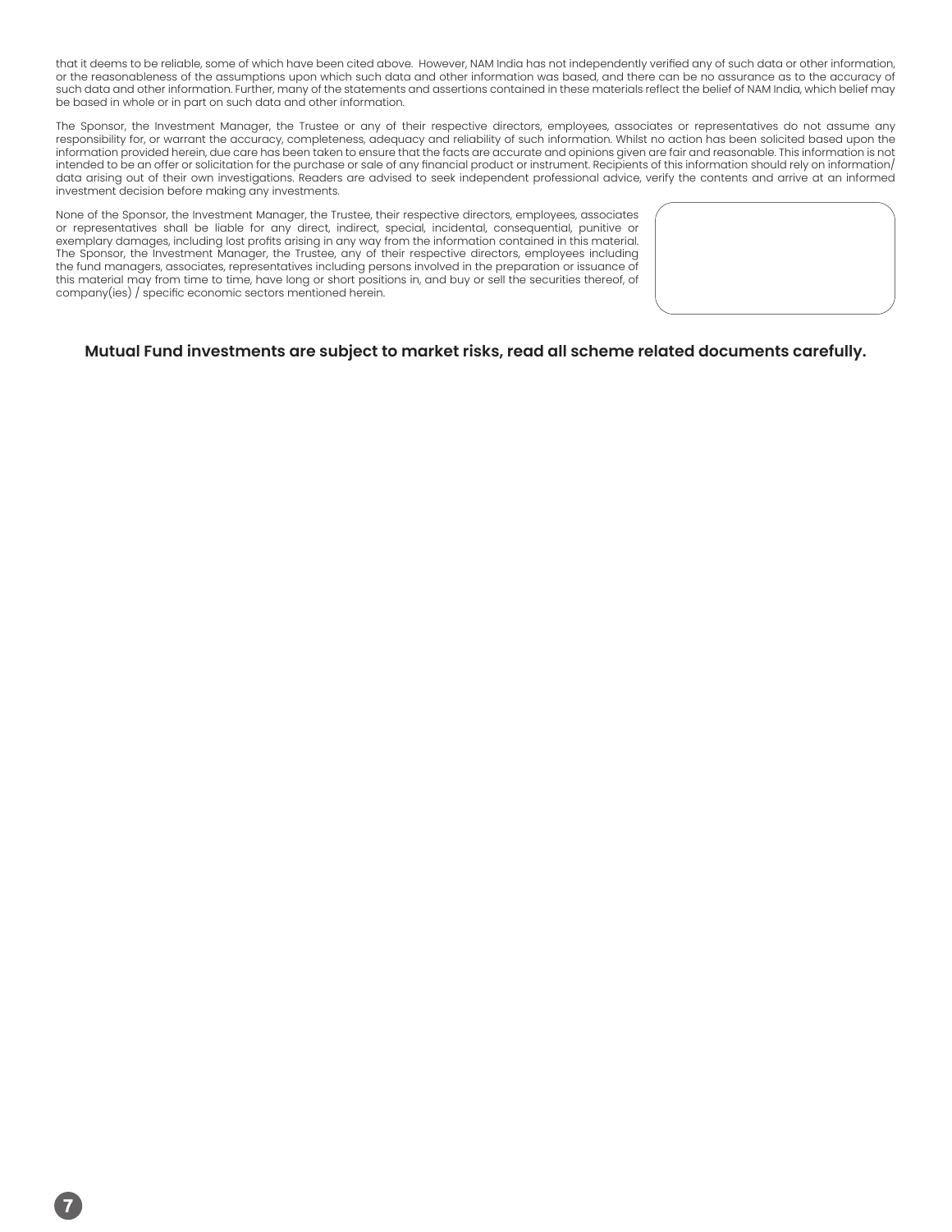that it deems to be reliable, some of which have been cited above. However, NAM India has not independently verified any of such data or other information, or the reasonableness of the assumptions upon which such data and other information was based, and there can be no assurance as to the accuracy of such data and other information. Further, many of the statements and assertions contained in these materials reflect the belief of NAM India, which belief may be based in whole or in part on such data and other information.

The Sponsor, the Investment Manager, the Trustee or any of their respective directors, employees, associates or representatives do not assume any responsibility for, or warrant the accuracy, completeness, adequacy and reliability of such information. Whilst no action has been solicited based upon the information provided herein, due care has been taken to ensure that the facts are accurate and opinions given are fair and reasonable. This information is not intended to be an offer or solicitation for the purchase or sale of any financial product or instrument. Recipients of this information should rely on information/ data arising out of their own investigations. Readers are advised to seek independent professional advice, verify the contents and arrive at an informed investment decision before making any investments.

None of the Sponsor, the Investment Manager, the Trustee, their respective directors, employees, associates or representatives shall be liable for any direct, indirect, special, incidental, consequential, punitive or exemplary damages, including lost profits arising in any way from the information contained in this material. The Sponsor, the Investment Manager, the Trustee, any of their respective directors, employees including the fund managers, associates, representatives including persons involved in the preparation or issuance of this material may from time to time, have long or short positions in, and buy or sell the securities thereof, of company(ies) / specific economic sectors mentioned herein.

**Mutual Fund investments are subject to market risks, read all scheme related documents carefully.**